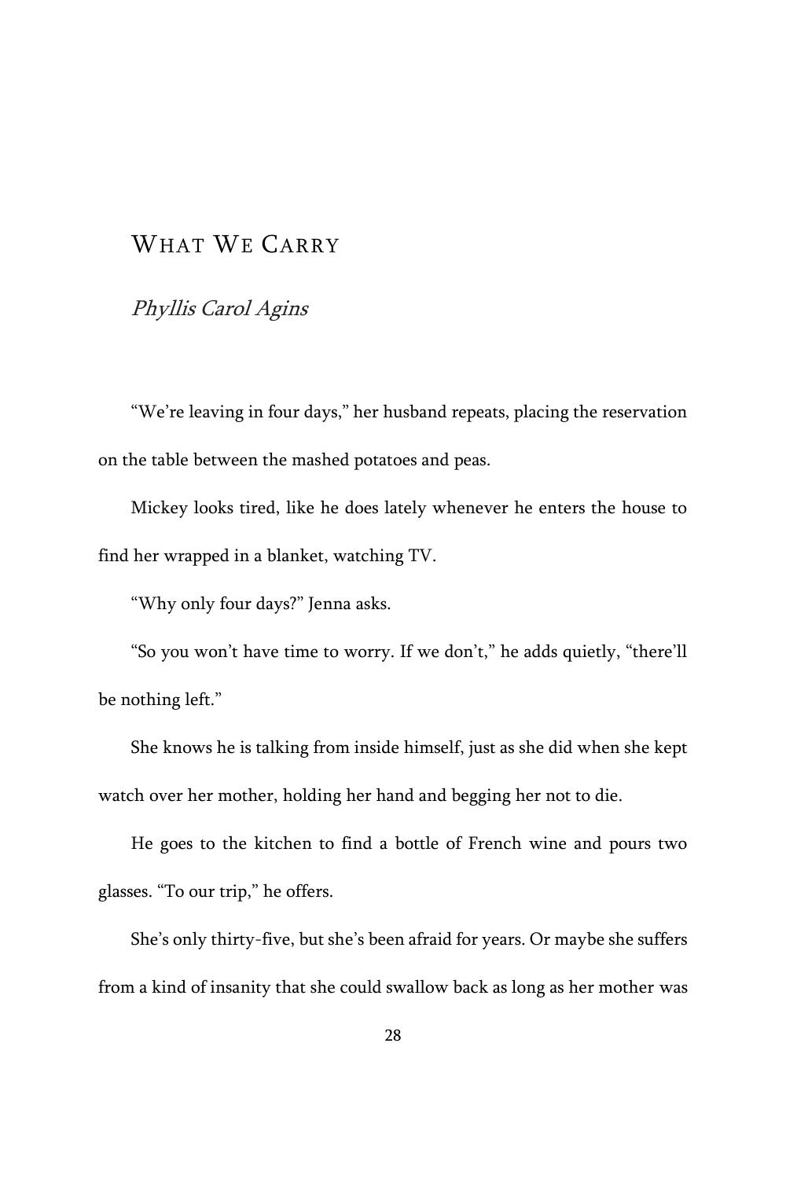# What We Carry

*Phyllis Carol Agins*

"We're leaving in four days," her husband repeats, placing the reservation on the table between the mashed potatoes and peas.

Mickey looks tired, like he does lately whenever he enters the house to find her wrapped in a blanket, watching TV.

"Why only four days?" Jenna asks.

"So you won't have time to worry. If we don't," he adds quietly, "there'll be nothing left."

She knows he is talking from inside himself, just as she did when she kept watch over her mother, holding her hand and begging her not to die.

He goes to the kitchen to find a bottle of French wine and pours two glasses. "To our trip," he offers.

She's only thirty-five, but she's been afraid for years. Or maybe she suffers from a kind of insanity that she could swallow back as long as her mother was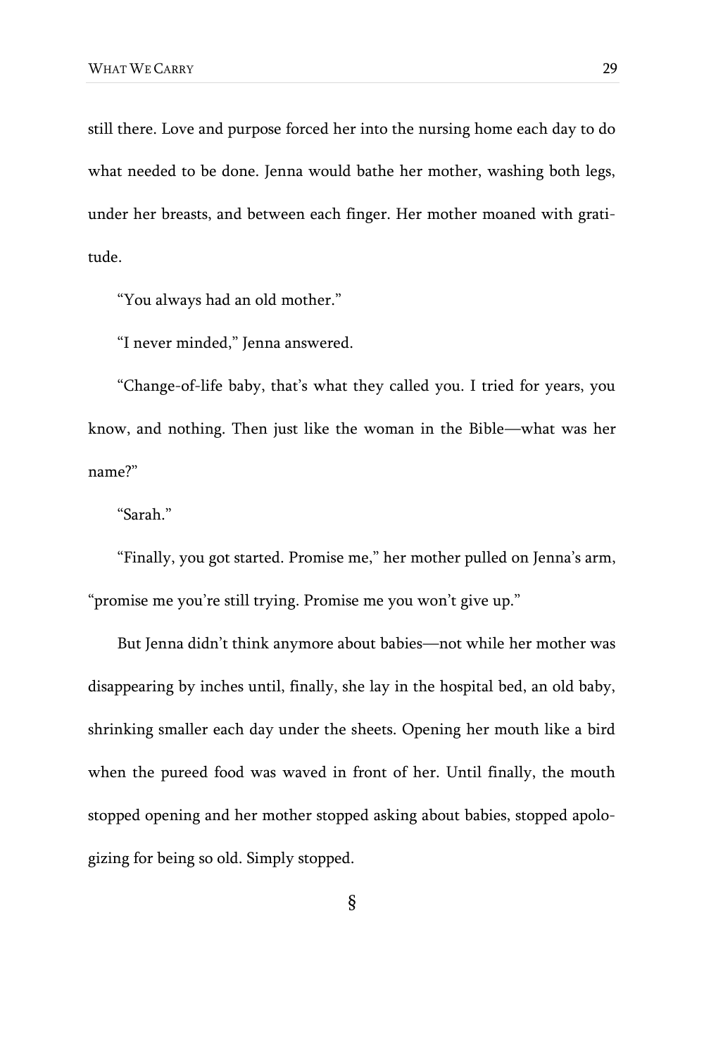still there. Love and purpose forced her into the nursing home each day to do what needed to be done. Jenna would bathe her mother, washing both legs, under her breasts, and between each finger. Her mother moaned with gratitude.

"You always had an old mother."

"I never minded," Jenna answered.

"Change-of-life baby, that's what they called you. I tried for years, you know, and nothing. Then just like the woman in the Bible—what was her name?"

"Sarah."

"Finally, you got started. Promise me," her mother pulled on Jenna's arm, "promise me you're still trying. Promise me you won't give up."

But Jenna didn't think anymore about babies—not while her mother was disappearing by inches until, finally, she lay in the hospital bed, an old baby, shrinking smaller each day under the sheets. Opening her mouth like a bird when the pureed food was waved in front of her. Until finally, the mouth stopped opening and her mother stopped asking about babies, stopped apologizing for being so old. Simply stopped.

§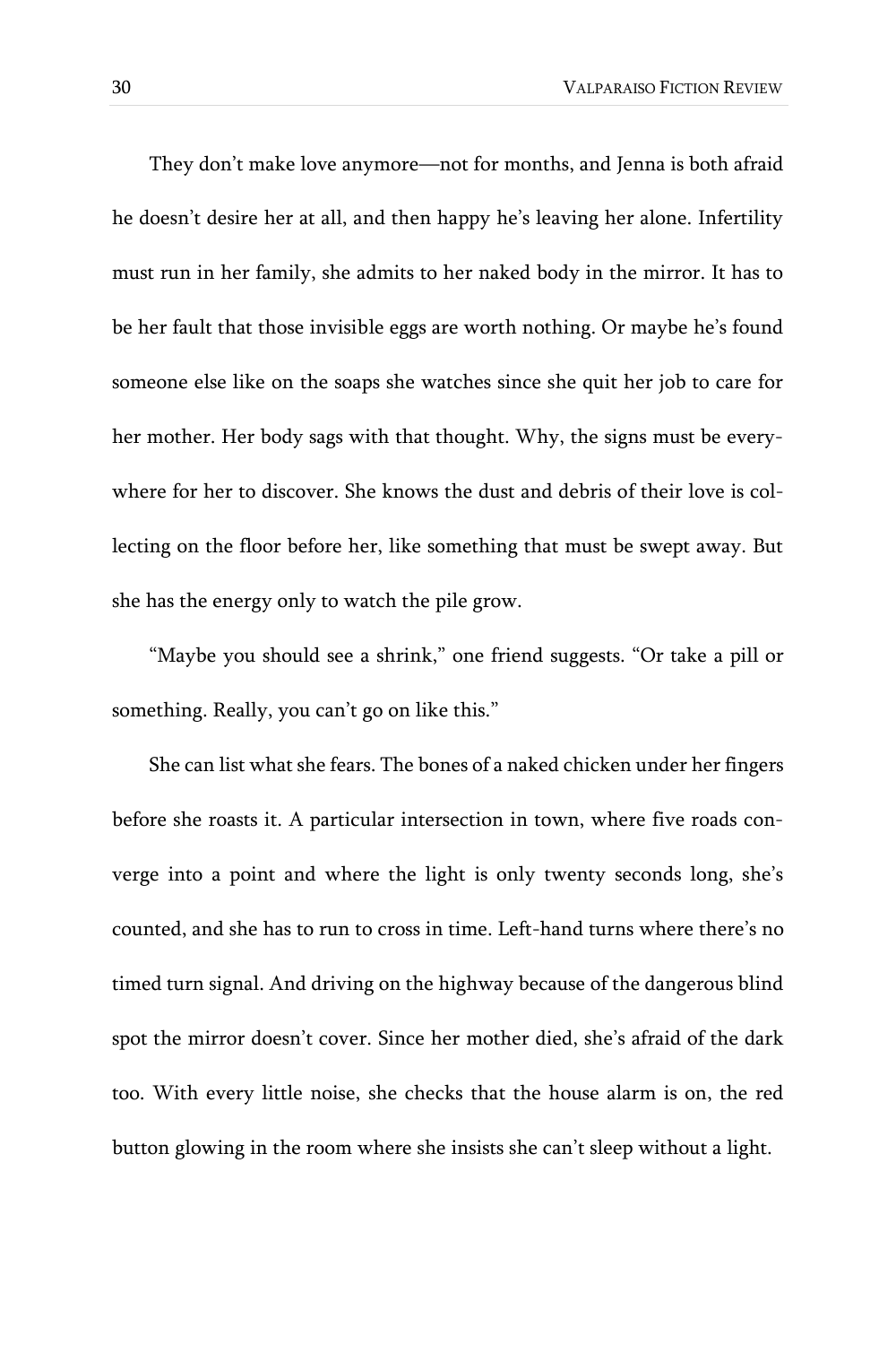They don't make love anymore—not for months, and Jenna is both afraid he doesn't desire her at all, and then happy he's leaving her alone. Infertility must run in her family, she admits to her naked body in the mirror. It has to be her fault that those invisible eggs are worth nothing. Or maybe he's found someone else like on the soaps she watches since she quit her job to care for her mother. Her body sags with that thought. Why, the signs must be everywhere for her to discover. She knows the dust and debris of their love is collecting on the floor before her, like something that must be swept away. But she has the energy only to watch the pile grow.

"Maybe you should see a shrink," one friend suggests. "Or take a pill or something. Really, you can't go on like this."

She can list what she fears. The bones of a naked chicken under her fingers before she roasts it. A particular intersection in town, where five roads converge into a point and where the light is only twenty seconds long, she's counted, and she has to run to cross in time. Left-hand turns where there's no timed turn signal. And driving on the highway because of the dangerous blind spot the mirror doesn't cover. Since her mother died, she's afraid of the dark too. With every little noise, she checks that the house alarm is on, the red button glowing in the room where she insists she can't sleep without a light.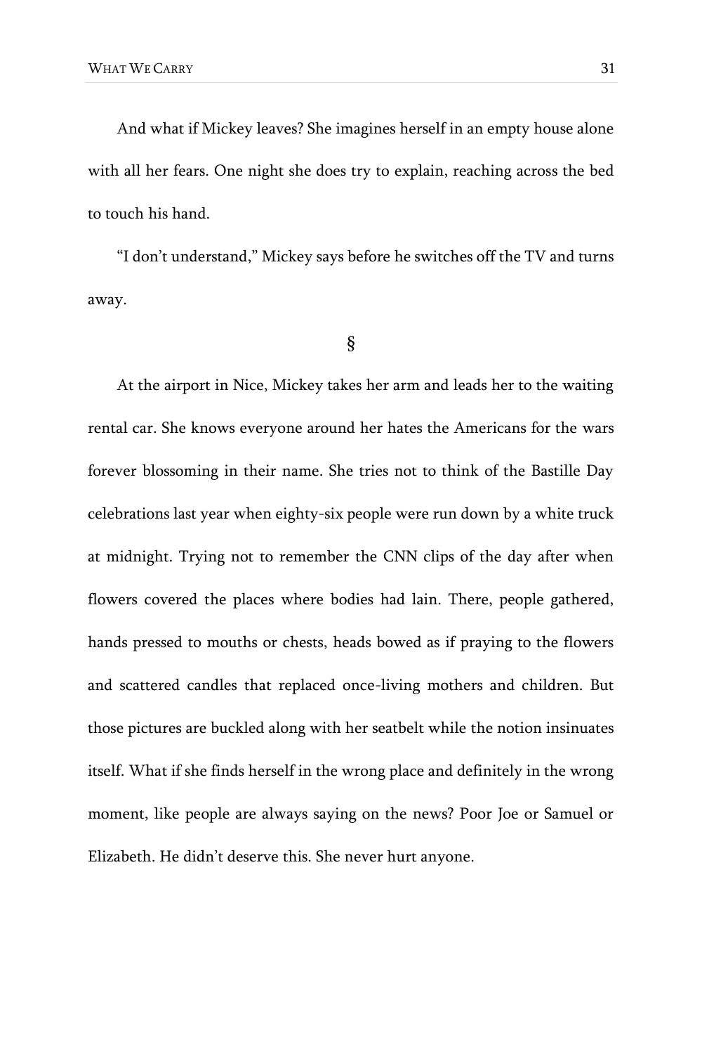And what if Mickey leaves? She imagines herself in an empty house alone with all her fears. One night she does try to explain, reaching across the bed to touch his hand.

"I don't understand," Mickey says before he switches off the TV and turns away.

§

At the airport in Nice, Mickey takes her arm and leads her to the waiting rental car. She knows everyone around her hates the Americans for the wars forever blossoming in their name. She tries not to think of the Bastille Day celebrations last year when eighty-six people were run down by a white truck at midnight. Trying not to remember the CNN clips of the day after when flowers covered the places where bodies had lain. There, people gathered, hands pressed to mouths or chests, heads bowed as if praying to the flowers and scattered candles that replaced once-living mothers and children. But those pictures are buckled along with her seatbelt while the notion insinuates itself. What if she finds herself in the wrong place and definitely in the wrong moment, like people are always saying on the news? Poor Joe or Samuel or Elizabeth. He didn't deserve this. She never hurt anyone.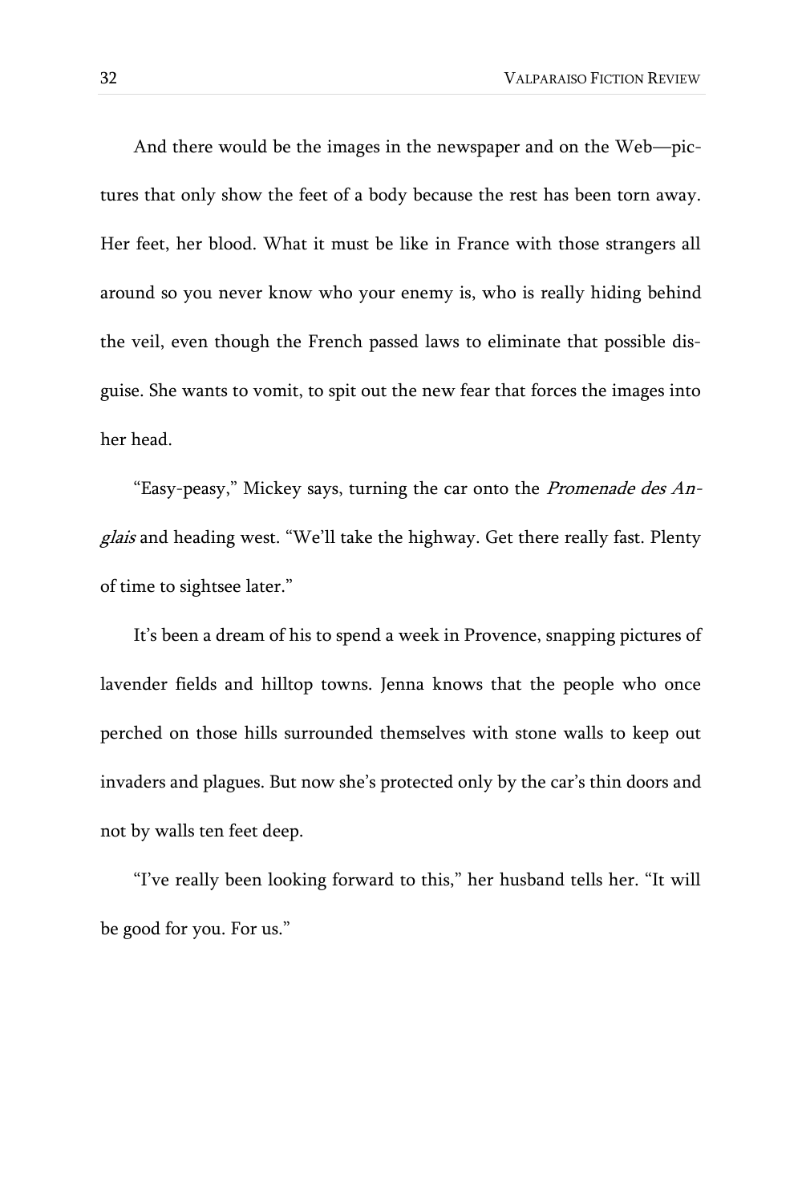And there would be the images in the newspaper and on the Web—pictures that only show the feet of a body because the rest has been torn away. Her feet, her blood. What it must be like in France with those strangers all around so you never know who your enemy is, who is really hiding behind the veil, even though the French passed laws to eliminate that possible disguise. She wants to vomit, to spit out the new fear that forces the images into her head.

"Easy-peasy," Mickey says, turning the car onto the *Promenade des Anglais* and heading west. "We'll take the highway. Get there really fast. Plenty of time to sightsee later."

It's been a dream of his to spend a week in Provence, snapping pictures of lavender fields and hilltop towns. Jenna knows that the people who once perched on those hills surrounded themselves with stone walls to keep out invaders and plagues. But now she's protected only by the car's thin doors and not by walls ten feet deep.

"I've really been looking forward to this," her husband tells her. "It will be good for you. For us."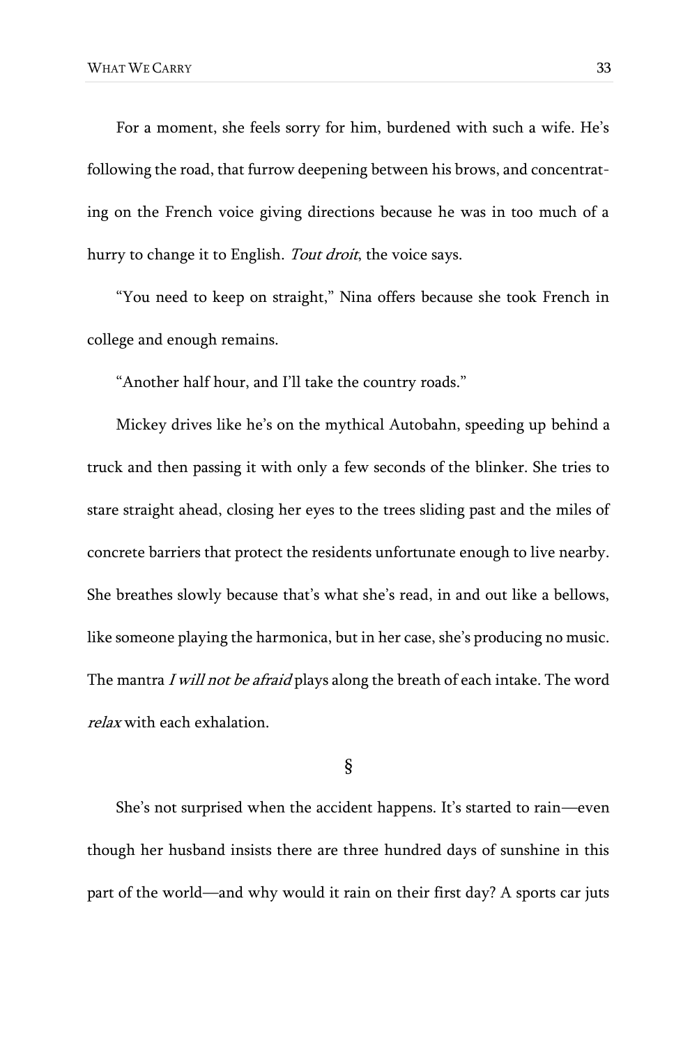For a moment, she feels sorry for him, burdened with such a wife. He's following the road, that furrow deepening between his brows, and concentrating on the French voice giving directions because he was in too much of a hurry to change it to English. *Tout droit*, the voice says.

"You need to keep on straight," Nina offers because she took French in college and enough remains.

"Another half hour, and I'll take the country roads."

Mickey drives like he's on the mythical Autobahn, speeding up behind a truck and then passing it with only a few seconds of the blinker. She tries to stare straight ahead, closing her eyes to the trees sliding past and the miles of concrete barriers that protect the residents unfortunate enough to live nearby. She breathes slowly because that's what she's read, in and out like a bellows, like someone playing the harmonica, but in her case, she's producing no music. The mantra *I will not be afraid* plays along the breath of each intake. The word *relax* with each exhalation.

§

She's not surprised when the accident happens. It's started to rain—even though her husband insists there are three hundred days of sunshine in this part of the world—and why would it rain on their first day? A sports car juts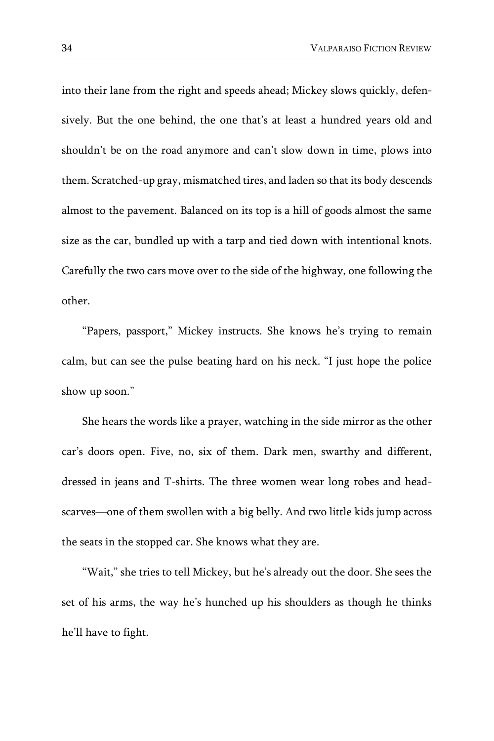into their lane from the right and speeds ahead; Mickey slows quickly, defensively. But the one behind, the one that's at least a hundred years old and shouldn't be on the road anymore and can't slow down in time, plows into them. Scratched-up gray, mismatched tires, and laden so that its body descends almost to the pavement. Balanced on its top is a hill of goods almost the same size as the car, bundled up with a tarp and tied down with intentional knots. Carefully the two cars move over to the side of the highway, one following the other.

"Papers, passport," Mickey instructs. She knows he's trying to remain calm, but can see the pulse beating hard on his neck. "I just hope the police show up soon."

She hears the words like a prayer, watching in the side mirror as the other car's doors open. Five, no, six of them. Dark men, swarthy and different, dressed in jeans and T-shirts. The three women wear long robes and headscarves—one of them swollen with a big belly. And two little kids jump across the seats in the stopped car. She knows what they are.

"Wait," she tries to tell Mickey, but he's already out the door. She sees the set of his arms, the way he's hunched up his shoulders as though he thinks he'll have to fight.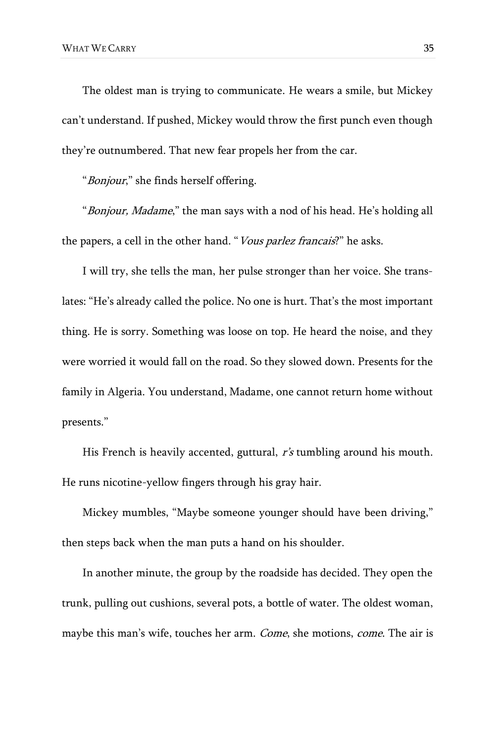The oldest man is trying to communicate. He wears a smile, but Mickey can't understand. If pushed, Mickey would throw the first punch even though they're outnumbered. That new fear propels her from the car.

"*Bonjour*," she finds herself offering.

"*Bonjour, Madame*," the man says with a nod of his head. He's holding all the papers, a cell in the other hand. "*Vous parlez francais*?" he asks.

I will try, she tells the man, her pulse stronger than her voice. She translates: "He's already called the police. No one is hurt. That's the most important thing. He is sorry. Something was loose on top. He heard the noise, and they were worried it would fall on the road. So they slowed down. Presents for the family in Algeria. You understand, Madame, one cannot return home without presents."

His French is heavily accented, guttural, *r's* tumbling around his mouth. He runs nicotine-yellow fingers through his gray hair.

Mickey mumbles, "Maybe someone younger should have been driving," then steps back when the man puts a hand on his shoulder.

In another minute, the group by the roadside has decided. They open the trunk, pulling out cushions, several pots, a bottle of water. The oldest woman, maybe this man's wife, touches her arm. *Come*, she motions, *come*. The air is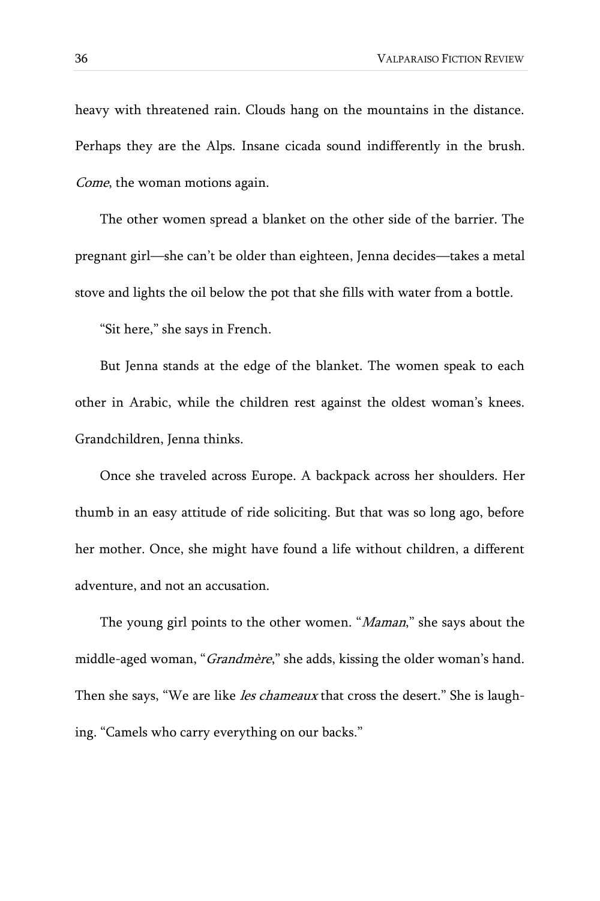heavy with threatened rain. Clouds hang on the mountains in the distance. Perhaps they are the Alps. Insane cicada sound indifferently in the brush. *Come*, the woman motions again.

The other women spread a blanket on the other side of the barrier. The pregnant girl—she can't be older than eighteen, Jenna decides—takes a metal stove and lights the oil below the pot that she fills with water from a bottle.

"Sit here," she says in French.

But Jenna stands at the edge of the blanket. The women speak to each other in Arabic, while the children rest against the oldest woman's knees. Grandchildren, Jenna thinks.

Once she traveled across Europe. A backpack across her shoulders. Her thumb in an easy attitude of ride soliciting. But that was so long ago, before her mother. Once, she might have found a life without children, a different adventure, and not an accusation.

The young girl points to the other women. "*Maman*," she says about the middle-aged woman, "*Grandmère*," she adds, kissing the older woman's hand. Then she says, "We are like *les chameaux* that cross the desert." She is laughing. "Camels who carry everything on our backs."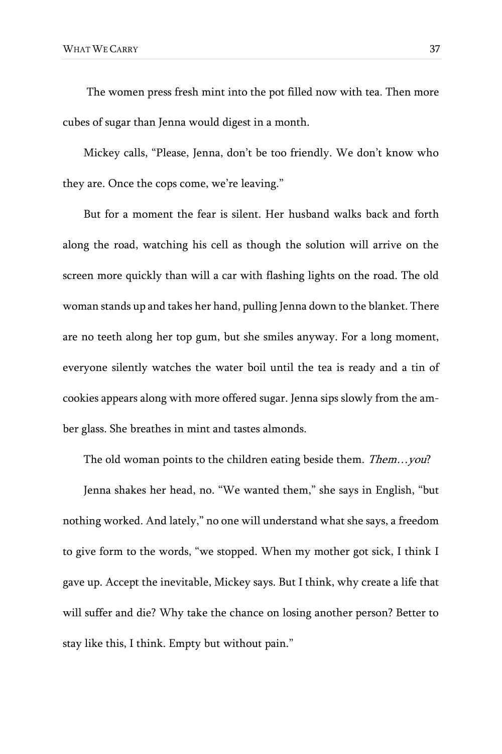The women press fresh mint into the pot filled now with tea. Then more cubes of sugar than Jenna would digest in a month.

Mickey calls, "Please, Jenna, don't be too friendly. We don't know who they are. Once the cops come, we're leaving."

But for a moment the fear is silent. Her husband walks back and forth along the road, watching his cell as though the solution will arrive on the screen more quickly than will a car with flashing lights on the road. The old woman stands up and takes her hand, pulling Jenna down to the blanket. There are no teeth along her top gum, but she smiles anyway. For a long moment, everyone silently watches the water boil until the tea is ready and a tin of cookies appears along with more offered sugar. Jenna sips slowly from the amber glass. She breathes in mint and tastes almonds.

The old woman points to the children eating beside them. *Them…you*?

Jenna shakes her head, no. "We wanted them," she says in English, "but nothing worked. And lately," no one will understand what she says, a freedom to give form to the words, "we stopped. When my mother got sick, I think I gave up. Accept the inevitable, Mickey says. But I think, why create a life that will suffer and die? Why take the chance on losing another person? Better to stay like this, I think. Empty but without pain."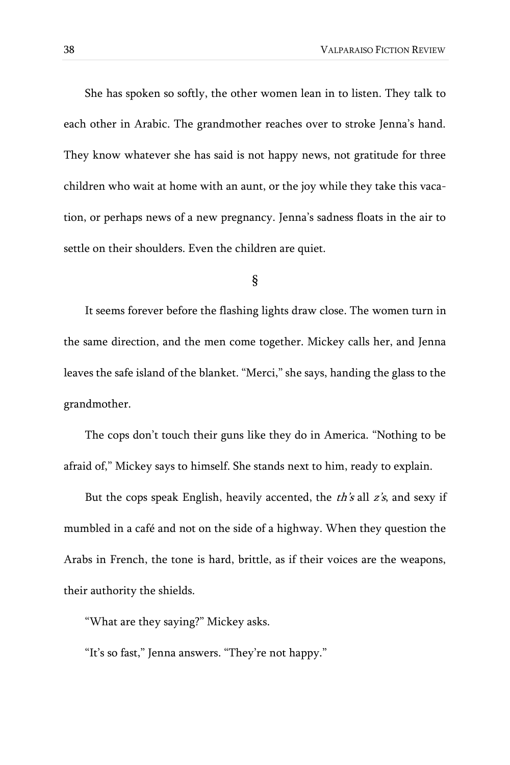She has spoken so softly, the other women lean in to listen. They talk to each other in Arabic. The grandmother reaches over to stroke Jenna's hand. They know whatever she has said is not happy news, not gratitude for three children who wait at home with an aunt, or the joy while they take this vacation, or perhaps news of a new pregnancy. Jenna's sadness floats in the air to settle on their shoulders. Even the children are quiet.

§

It seems forever before the flashing lights draw close. The women turn in the same direction, and the men come together. Mickey calls her, and Jenna leaves the safe island of the blanket. "Merci," she says, handing the glass to the grandmother.

The cops don't touch their guns like they do in America. "Nothing to be afraid of," Mickey says to himself. She stands next to him, ready to explain.

But the cops speak English, heavily accented, the *th's* all *z's*, and sexy if mumbled in a café and not on the side of a highway. When they question the Arabs in French, the tone is hard, brittle, as if their voices are the weapons, their authority the shields.

"What are they saying?" Mickey asks.

"It's so fast," Jenna answers. "They're not happy."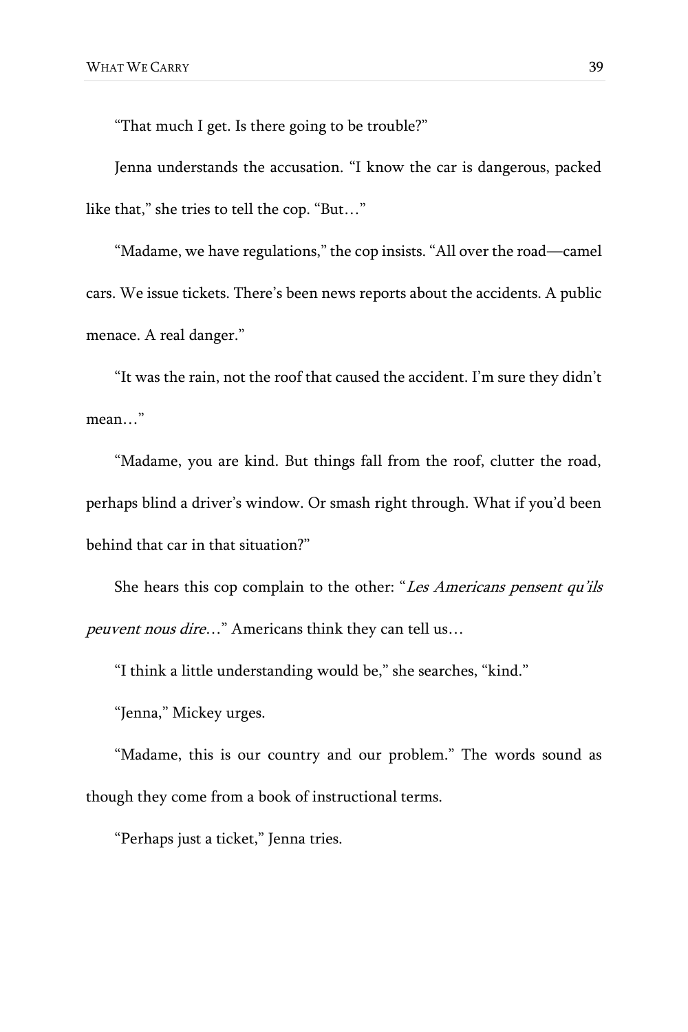"That much I get. Is there going to be trouble?"

Jenna understands the accusation. "I know the car is dangerous, packed like that," she tries to tell the cop. "But…"

"Madame, we have regulations," the cop insists. "All over the road—camel cars. We issue tickets. There's been news reports about the accidents. A public menace. A real danger."

"It was the rain, not the roof that caused the accident. I'm sure they didn't mean…"

"Madame, you are kind. But things fall from the roof, clutter the road, perhaps blind a driver's window. Or smash right through. What if you'd been behind that car in that situation?"

She hears this cop complain to the other: "*Les Americans pensent qu'ils peuvent nous dire…*" Americans think they can tell us…

"I think a little understanding would be," she searches, "kind."

"Jenna," Mickey urges.

"Madame, this is our country and our problem." The words sound as though they come from a book of instructional terms.

"Perhaps just a ticket," Jenna tries.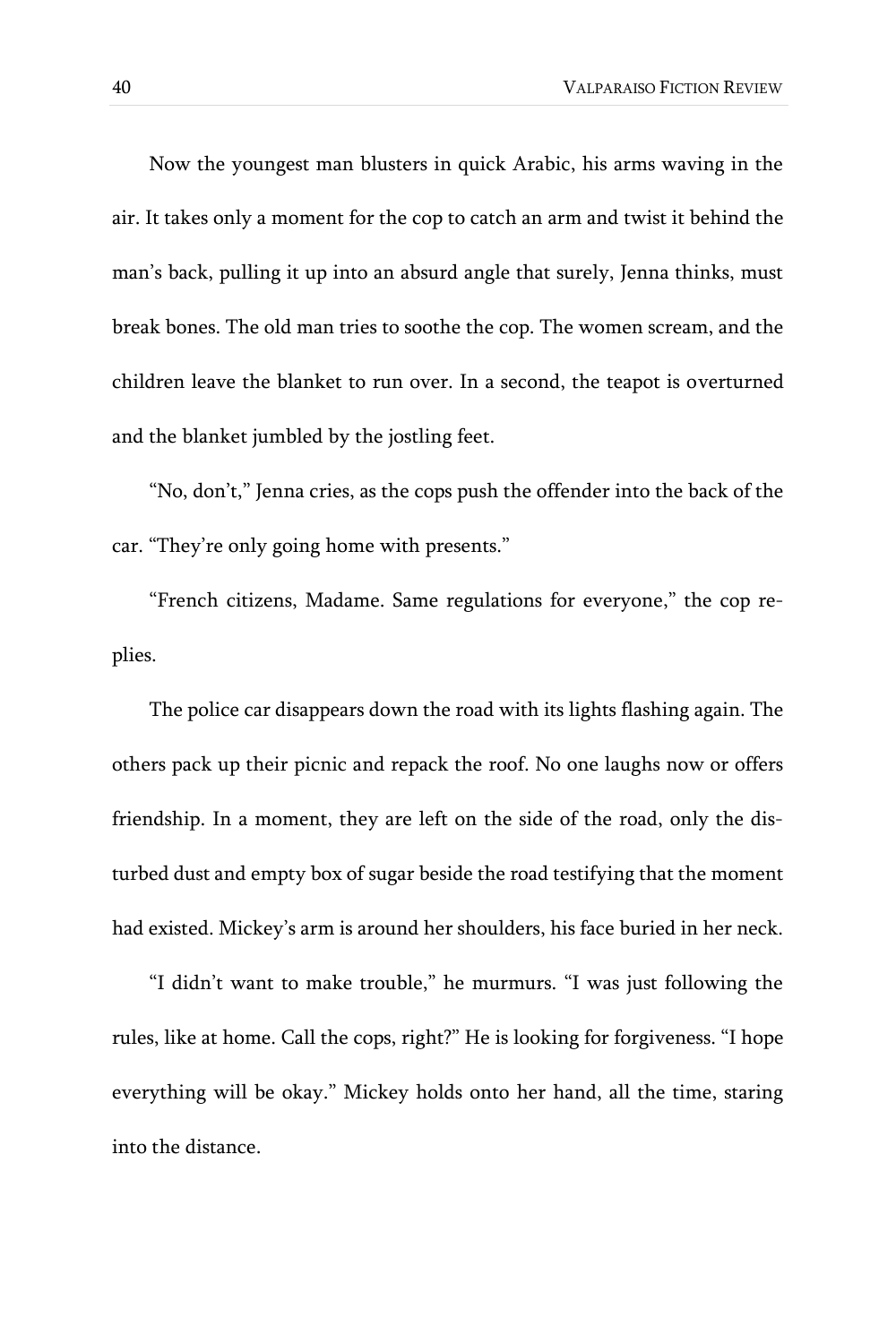Now the youngest man blusters in quick Arabic, his arms waving in the air. It takes only a moment for the cop to catch an arm and twist it behind the man's back, pulling it up into an absurd angle that surely, Jenna thinks, must break bones. The old man tries to soothe the cop. The women scream, and the children leave the blanket to run over. In a second, the teapot is overturned and the blanket jumbled by the jostling feet.

"No, don't," Jenna cries, as the cops push the offender into the back of the car. "They're only going home with presents."

"French citizens, Madame. Same regulations for everyone," the cop replies.

The police car disappears down the road with its lights flashing again. The others pack up their picnic and repack the roof. No one laughs now or offers friendship. In a moment, they are left on the side of the road, only the disturbed dust and empty box of sugar beside the road testifying that the moment had existed. Mickey's arm is around her shoulders, his face buried in her neck.

"I didn't want to make trouble," he murmurs. "I was just following the rules, like at home. Call the cops, right?" He is looking for forgiveness. "I hope everything will be okay." Mickey holds onto her hand, all the time, staring into the distance.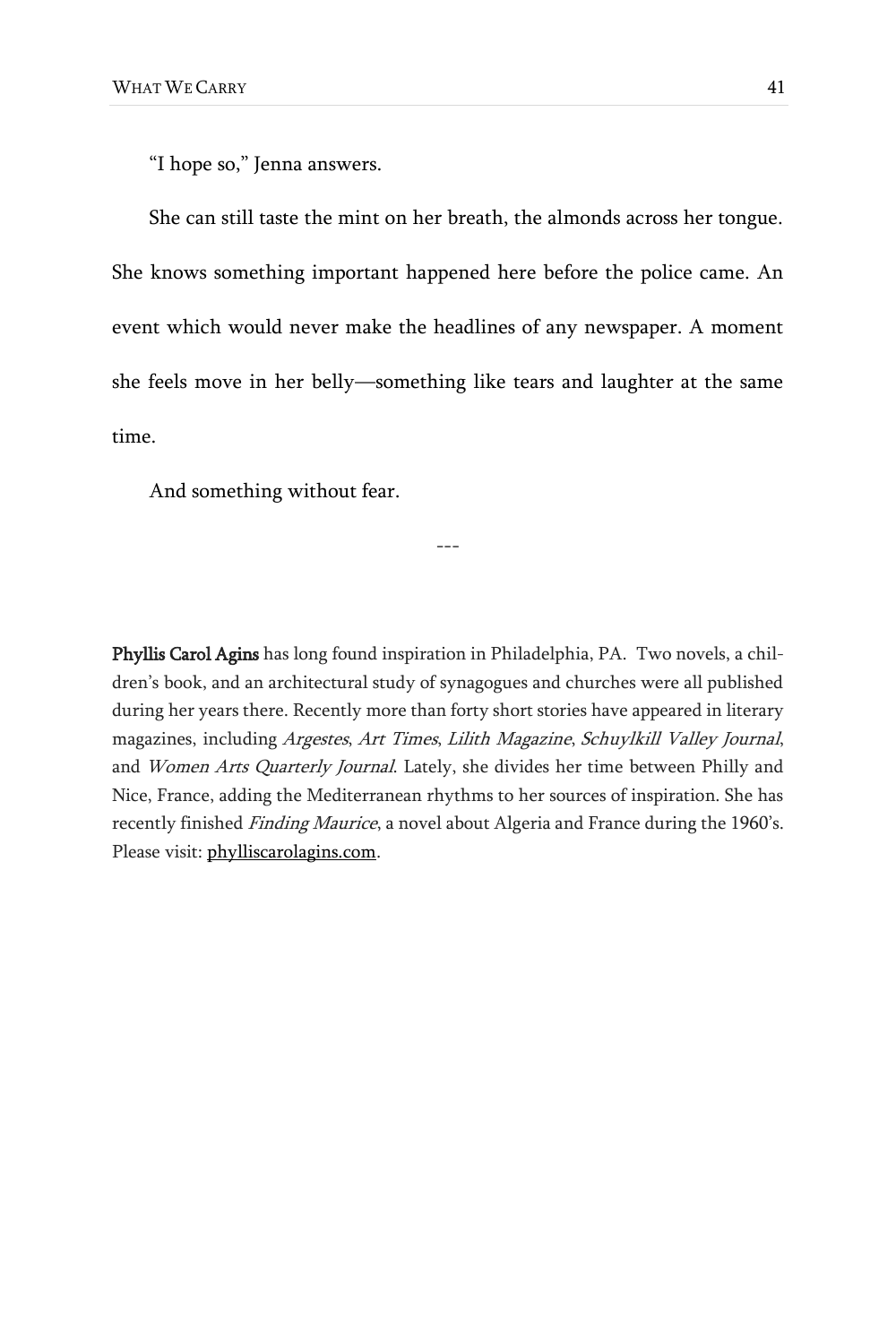"I hope so," Jenna answers.

She can still taste the mint on her breath, the almonds across her tongue. She knows something important happened here before the police came. An event which would never make the headlines of any newspaper. A moment she feels move in her belly—something like tears and laughter at the same time.

And something without fear.

---

**Phyllis Carol Agins** has long found inspiration in Philadelphia, PA. Two novels, a children's book, and an architectural study of synagogues and churches were all published during her years there. Recently more than forty short stories have appeared in literary magazines, including *Argestes*, *Art Times*, *Lilith Magazine*, *Schuylkill Valley Journal*, and *Women Arts Quarterly Journal*. Lately, she divides her time between Philly and Nice, France, adding the Mediterranean rhythms to her sources of inspiration. She has recently finished *Finding Maurice*, a novel about Algeria and France during the 1960's. Please visit: phylliscarolagins.com.